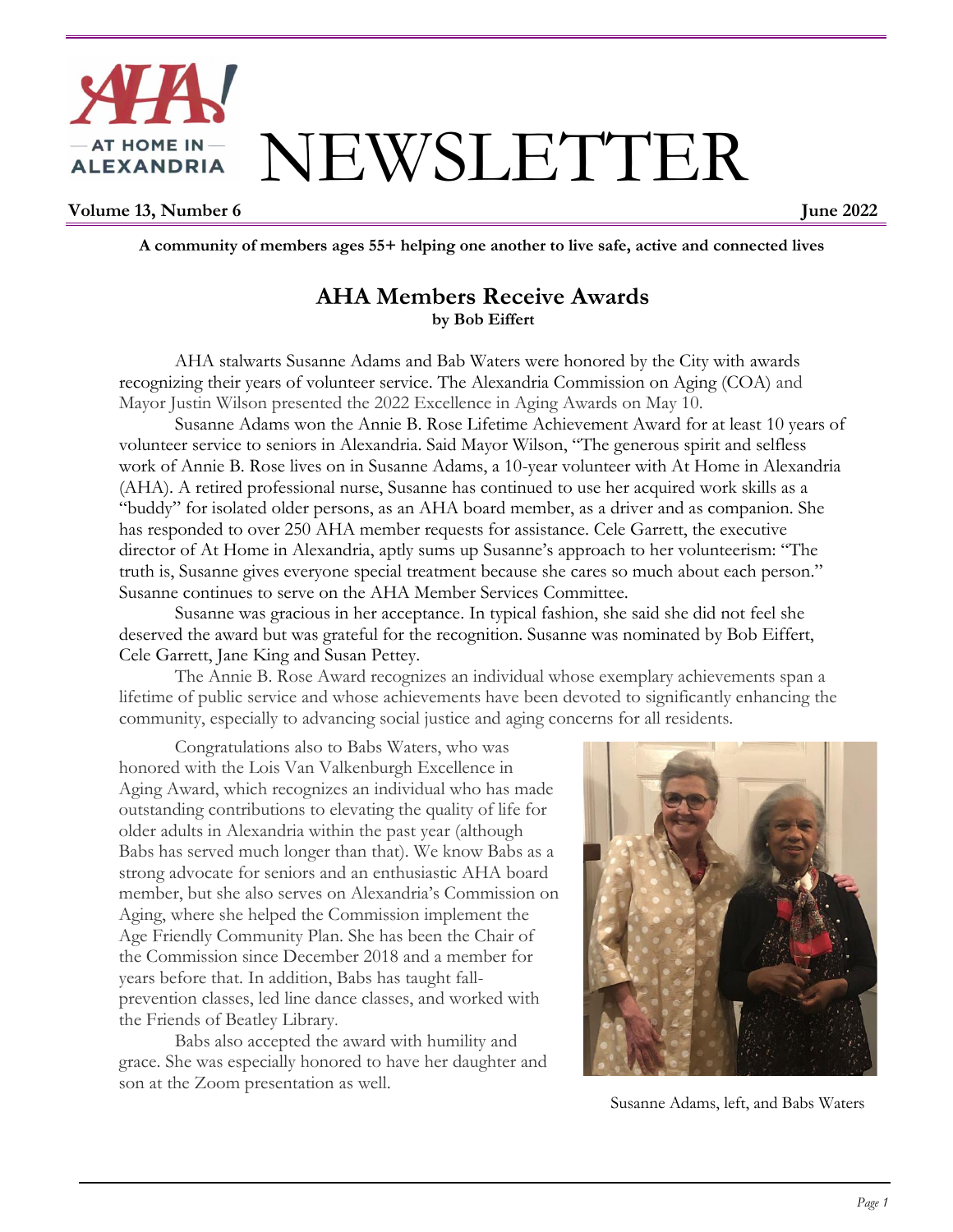# AHA! AT HOME IN ALEXANDRIA NEWSLETTER

**Volume 13, Number 6** **June 2022**

**A community of members ages 55+ helping one another to live safe, active and connected lives**

## AHA Members Receive Awards

**by Bob Eiffert**

AHA stalwarts Susanne Adams and Bab Waters were honored by the City with awards recognizing their years of volunteer service. The Alexandria Commission on Aging (COA) and Mayor Justin Wilson presented the 2022 Excellence in Aging Awards on May 10.

Susanne Adams won the Annie B. Rose Lifetime Achievement Award for at least 10 years of volunteer service to seniors in Alexandria. Said Mayor Wilson, "The generous spirit and selfless work of Annie B. Rose lives on in Susanne Adams, a 10-year volunteer with At Home in Alexandria (AHA). A retired professional nurse, Susanne has continued to use her acquired work skills as a "buddy" for isolated older persons, as an AHA board member, as a driver and as companion. She has responded to over 250 AHA member requests for assistance. Cele Garrett, the executive director of At Home in Alexandria, aptly sums up Susanne's approach to her volunteerism: "The truth is, Susanne gives everyone special treatment because she cares so much about each person." Susanne continues to serve on the AHA Member Services Committee.

Susanne was gracious in her acceptance. In typical fashion, she said she did not feel she deserved the award but was grateful for the recognition. Susanne was nominated by Bob Eiffert, Cele Garrett, Jane King and Susan Pettey.

The Annie B. Rose Award recognizes an individual whose exemplary achievements span a lifetime of public service and whose achievements have been devoted to significantly enhancing the community, especially to advancing social justice and aging concerns for all residents.

Congratulations also to Babs Waters, who was honored with the Lois Van Valkenburgh Excellence in Aging Award, which recognizes an individual who has made outstanding contributions to elevating the quality of life for older adults in Alexandria within the past year (although Babs has served much longer than that). We know Babs as a strong advocate for seniors and an enthusiastic AHA board member, but she also serves on Alexandria's Commission on Aging, where she helped the Commission implement the Age Friendly Community Plan. She has been the Chair of the Commission since December 2018 and a member for years before that. In addition, Babs has taught fall-prevention classes, led line dance classes, and worked with the Friends of Beatley Library.

Babs also accepted the award with humility and grace. She was especially honored to have her daughter and son at the Zoom presentation as well.

Susanne Adams, left, and Babs Waters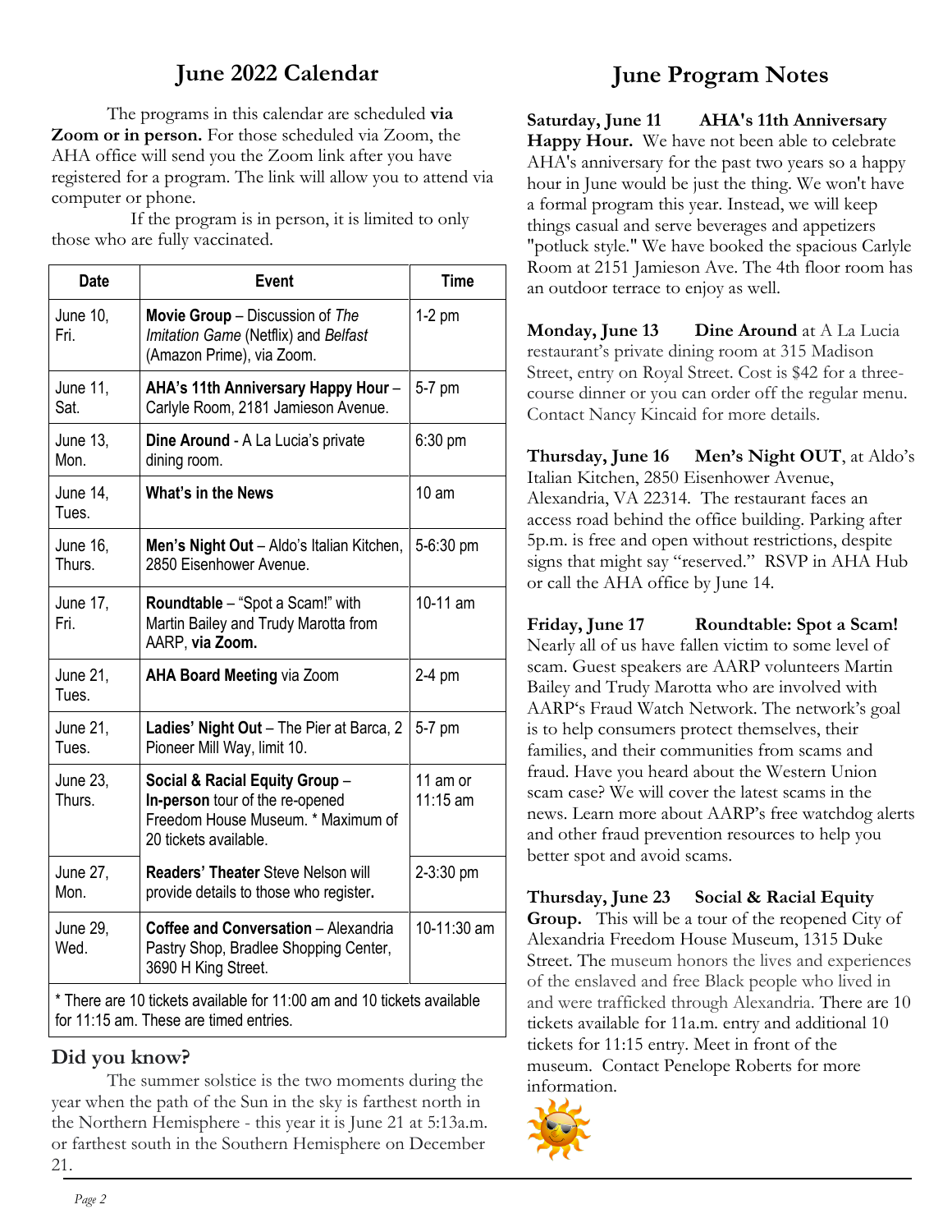## June 2022 Calendar

The programs in this calendar are scheduled **via Zoom or in person.** For those scheduled via Zoom, the AHA office will send you the Zoom link after you have registered for a program. The link will allow you to attend via computer or phone.

If the program is in person, it is limited to only those who are fully vaccinated.

| Date | Event | Time |
|---|---|---|
| June 10, Fri. | **Movie Group** – Discussion of *The Imitation Game* (Netflix) and *Belfast* (Amazon Prime), via Zoom. | 1-2 pm |
| June 11, Sat. | **AHA's 11th Anniversary Happy Hour** – Carlyle Room, 2181 Jamieson Avenue. | 5-7 pm |
| June 13, Mon. | **Dine Around** - A La Lucia's private dining room. | 6:30 pm |
| June 14, Tues. | **What's in the News** | 10 am |
| June 16, Thurs. | **Men's Night Out** – Aldo's Italian Kitchen, 2850 Eisenhower Avenue. | 5-6:30 pm |
| June 17, Fri. | **Roundtable** – "Spot a Scam!" with Martin Bailey and Trudy Marotta from AARP, **via Zoom.** | 10-11 am |
| June 21, Tues. | **AHA Board Meeting** via Zoom | 2-4 pm |
| June 21, Tues. | **Ladies' Night Out** – The Pier at Barca, 2 Pioneer Mill Way, limit 10. | 5-7 pm |
| June 23, Thurs. | **Social & Racial Equity Group** – **In-person** tour of the re-opened Freedom House Museum. * Maximum of 20 tickets available. | 11 am or 11:15 am |
| June 27, Mon. | **Readers' Theater** Steve Nelson will provide details to those who register**.** | 2-3:30 pm |
| June 29, Wed. | **Coffee and Conversation** – Alexandria Pastry Shop, Bradlee Shopping Center, 3690 H King Street. | 10-11:30 am |

* There are 10 tickets available for 11:00 am and 10 tickets available for 11:15 am. These are timed entries.

### Did you know?

The summer solstice is the two moments during the year when the path of the Sun in the sky is farthest north in the Northern Hemisphere - this year it is June 21 at 5:13a.m. or farthest south in the Southern Hemisphere on December 21.

## June Program Notes

**Saturday, June 11 AHA's 11th Anniversary Happy Hour.** We have not been able to celebrate AHA's anniversary for the past two years so a happy hour in June would be just the thing. We won't have a formal program this year. Instead, we will keep things casual and serve beverages and appetizers "potluck style." We have booked the spacious Carlyle Room at 2151 Jamieson Ave. The 4th floor room has an outdoor terrace to enjoy as well.

**Monday, June 13 Dine Around** at A La Lucia restaurant's private dining room at 315 Madison Street, entry on Royal Street. Cost is $42 for a three-course dinner or you can order off the regular menu. Contact Nancy Kincaid for more details.

**Thursday, June 16 Men's Night OUT**, at Aldo's Italian Kitchen, 2850 Eisenhower Avenue, Alexandria, VA 22314. The restaurant faces an access road behind the office building. Parking after 5p.m. is free and open without restrictions, despite signs that might say "reserved." RSVP in AHA Hub or call the AHA office by June 14.

**Friday, June 17 Roundtable: Spot a Scam!** Nearly all of us have fallen victim to some level of scam. Guest speakers are AARP volunteers Martin Bailey and Trudy Marotta who are involved with AARP's Fraud Watch Network. The network's goal is to help consumers protect themselves, their families, and their communities from scams and fraud. Have you heard about the Western Union scam case? We will cover the latest scams in the news. Learn more about AARP's free watchdog alerts and other fraud prevention resources to help you better spot and avoid scams.

**Thursday, June 23 Social & Racial Equity Group.** This will be a tour of the reopened City of Alexandria Freedom House Museum, 1315 Duke Street. The museum honors the lives and experiences of the enslaved and free Black people who lived in and were trafficked through Alexandria. There are 10 tickets available for 11a.m. entry and additional 10 tickets for 11:15 entry. Meet in front of the museum. Contact Penelope Roberts for more information.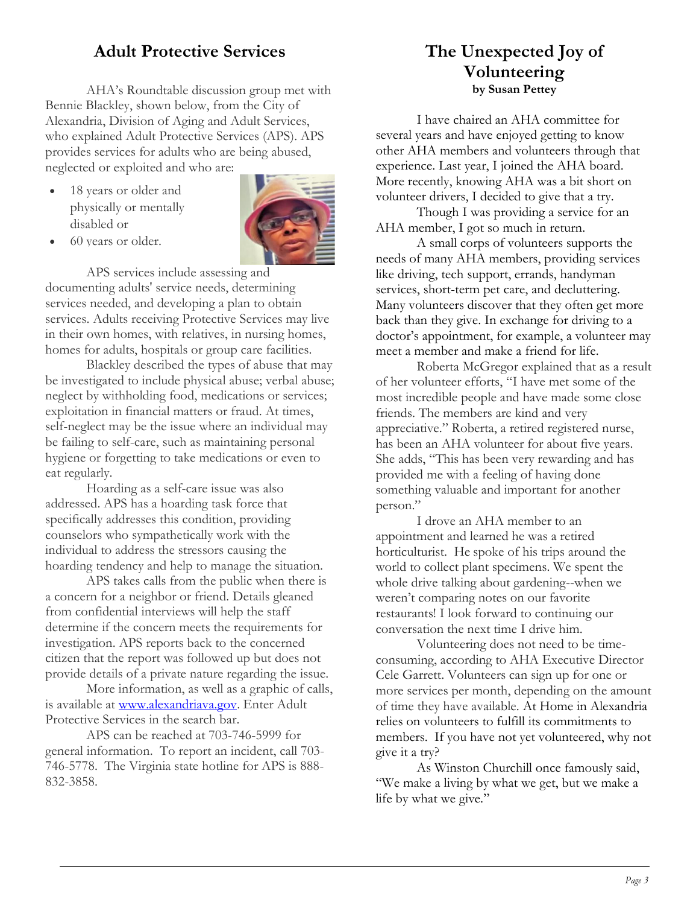## Adult Protective Services

AHA's Roundtable discussion group met with Bennie Blackley, shown below, from the City of Alexandria, Division of Aging and Adult Services, who explained Adult Protective Services (APS). APS provides services for adults who are being abused, neglected or exploited and who are:

- 18 years or older and physically or mentally disabled or
- 60 years or older.

APS services include assessing and documenting adults' service needs, determining services needed, and developing a plan to obtain services. Adults receiving Protective Services may live in their own homes, with relatives, in nursing homes, homes for adults, hospitals or group care facilities.

Blackley described the types of abuse that may be investigated to include physical abuse; verbal abuse; neglect by withholding food, medications or services; exploitation in financial matters or fraud. At times, self-neglect may be the issue where an individual may be failing to self-care, such as maintaining personal hygiene or forgetting to take medications or even to eat regularly.

Hoarding as a self-care issue was also addressed. APS has a hoarding task force that specifically addresses this condition, providing counselors who sympathetically work with the individual to address the stressors causing the hoarding tendency and help to manage the situation.

APS takes calls from the public when there is a concern for a neighbor or friend. Details gleaned from confidential interviews will help the staff determine if the concern meets the requirements for investigation. APS reports back to the concerned citizen that the report was followed up but does not provide details of a private nature regarding the issue.

More information, as well as a graphic of calls, is available at www.alexandriava.gov. Enter Adult Protective Services in the search bar.

APS can be reached at 703-746-5999 for general information. To report an incident, call 703-746-5778. The Virginia state hotline for APS is 888-832-3858.

## The Unexpected Joy of Volunteering

**by Susan Pettey**

I have chaired an AHA committee for several years and have enjoyed getting to know other AHA members and volunteers through that experience. Last year, I joined the AHA board. More recently, knowing AHA was a bit short on volunteer drivers, I decided to give that a try.

Though I was providing a service for an AHA member, I got so much in return.

A small corps of volunteers supports the needs of many AHA members, providing services like driving, tech support, errands, handyman services, short-term pet care, and decluttering. Many volunteers discover that they often get more back than they give. In exchange for driving to a doctor's appointment, for example, a volunteer may meet a member and make a friend for life.

Roberta McGregor explained that as a result of her volunteer efforts, "I have met some of the most incredible people and have made some close friends. The members are kind and very appreciative." Roberta, a retired registered nurse, has been an AHA volunteer for about five years. She adds, "This has been very rewarding and has provided me with a feeling of having done something valuable and important for another person."

I drove an AHA member to an appointment and learned he was a retired horticulturist. He spoke of his trips around the world to collect plant specimens. We spent the whole drive talking about gardening--when we weren't comparing notes on our favorite restaurants! I look forward to continuing our conversation the next time I drive him.

Volunteering does not need to be time-consuming, according to AHA Executive Director Cele Garrett. Volunteers can sign up for one or more services per month, depending on the amount of time they have available. At Home in Alexandria relies on volunteers to fulfill its commitments to members. If you have not yet volunteered, why not give it a try?

As Winston Churchill once famously said, "We make a living by what we get, but we make a life by what we give."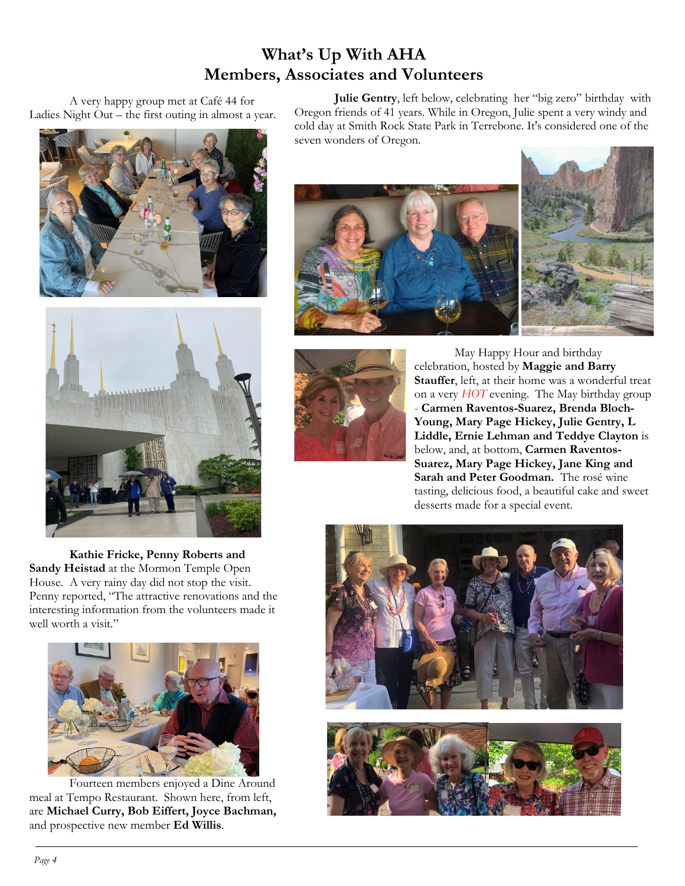# What's Up With AHA Members, Associates and Volunteers

A very happy group met at Café 44 for Ladies Night Out – the first outing in almost a year.

**Kathie Fricke, Penny Roberts and Sandy Heistad** at the Mormon Temple Open House. A very rainy day did not stop the visit. Penny reported, "The attractive renovations and the interesting information from the volunteers made it well worth a visit."

Fourteen members enjoyed a Dine Around meal at Tempo Restaurant. Shown here, from left, are **Michael Curry, Bob Eiffert, Joyce Bachman,** and prospective new member **Ed Willis**.

**Julie Gentry**, left below, celebrating her "big zero" birthday with Oregon friends of 41 years. While in Oregon, Julie spent a very windy and cold day at Smith Rock State Park in Terrebone. It's considered one of the seven wonders of Oregon.

May Happy Hour and birthday celebration, hosted by **Maggie and Barry Stauffer**, left, at their home was a wonderful treat on a very *HOT* evening. The May birthday group - **Carmen Raventos-Suarez, Brenda Bloch-Young, Mary Page Hickey, Julie Gentry, L Liddle, Ernie Lehman and Teddye Clayton** is below, and, at bottom, **Carmen Raventos-Suarez, Mary Page Hickey, Jane King and Sarah and Peter Goodman.** The rosé wine tasting, delicious food, a beautiful cake and sweet desserts made for a special event.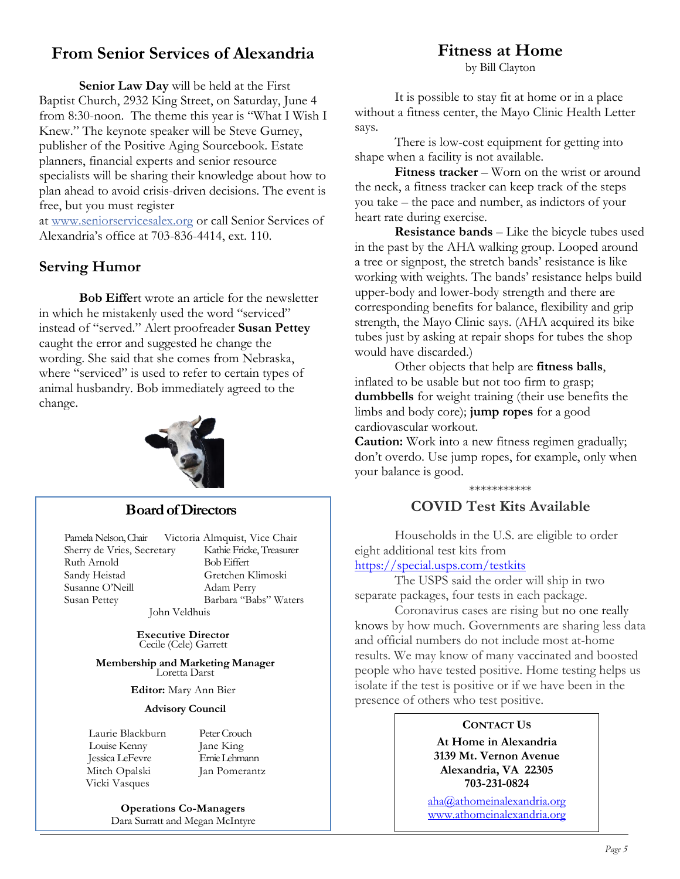## From Senior Services of Alexandria

**Senior Law Day** will be held at the First Baptist Church, 2932 King Street, on Saturday, June 4 from 8:30-noon. The theme this year is "What I Wish I Knew." The keynote speaker will be Steve Gurney, publisher of the Positive Aging Sourcebook. Estate planners, financial experts and senior resource specialists will be sharing their knowledge about how to plan ahead to avoid crisis-driven decisions. The event is free, but you must register at www.seniorservicesalex.org or call Senior Services of Alexandria's office at 703-836-4414, ext. 110.

## Serving Humor

**Bob Eiffe**rt wrote an article for the newsletter in which he mistakenly used the word "serviced" instead of "served." Alert proofreader **Susan Pettey** caught the error and suggested he change the wording. She said that she comes from Nebraska, where "serviced" is used to refer to certain types of animal husbandry. Bob immediately agreed to the change.

## Board of Directors

Pamela Nelson, Chair
Victoria Almquist, Vice Chair
Sherry de Vries, Secretary
Kathie Fricke, Treasurer
Ruth Arnold
Bob Eiffert
Sandy Heistad
Gretchen Klimoski
Susanne O'Neill
Adam Perry
Susan Pettey
Barbara "Babs" Waters
John Veldhuis

**Executive Director**
Cecile (Cele) Garrett

**Membership and Marketing Manager**
Loretta Darst

**Editor:** Mary Ann Bier

**Advisory Council**

Laurie Blackburn
Peter Crouch
Louise Kenny
Jane King
Jessica LeFevre
Ernie Lehmann
Mitch Opalski
Jan Pomerantz
Vicki Vasques

**Operations Co-Managers**
Dara Surratt and Megan McIntyre

## Fitness at Home

by Bill Clayton

It is possible to stay fit at home or in a place without a fitness center, the Mayo Clinic Health Letter says.

There is low-cost equipment for getting into shape when a facility is not available.

**Fitness tracker** – Worn on the wrist or around the neck, a fitness tracker can keep track of the steps you take – the pace and number, as indictors of your heart rate during exercise.

**Resistance bands** – Like the bicycle tubes used in the past by the AHA walking group. Looped around a tree or signpost, the stretch bands' resistance is like working with weights. The bands' resistance helps build upper-body and lower-body strength and there are corresponding benefits for balance, flexibility and grip strength, the Mayo Clinic says. (AHA acquired its bike tubes just by asking at repair shops for tubes the shop would have discarded.)

Other objects that help are **fitness balls**, inflated to be usable but not too firm to grasp; **dumbbells** for weight training (their use benefits the limbs and body core); **jump ropes** for a good cardiovascular workout.

**Caution:** Work into a new fitness regimen gradually; don't overdo. Use jump ropes, for example, only when your balance is good.

***********

## COVID Test Kits Available

Households in the U.S. are eligible to order eight additional test kits from https://special.usps.com/testkits

The USPS said the order will ship in two separate packages, four tests in each package.

Coronavirus cases are rising but no one really knows by how much. Governments are sharing less data and official numbers do not include most at-home results. We may know of many vaccinated and boosted people who have tested positive. Home testing helps us isolate if the test is positive or if we have been in the presence of others who test positive.

**CONTACT US**

**At Home in Alexandria**
**3139 Mt. Vernon Avenue**
**Alexandria, VA 22305**
**703-231-0824**

aha@athomeinalexandria.org
www.athomeinalexandria.org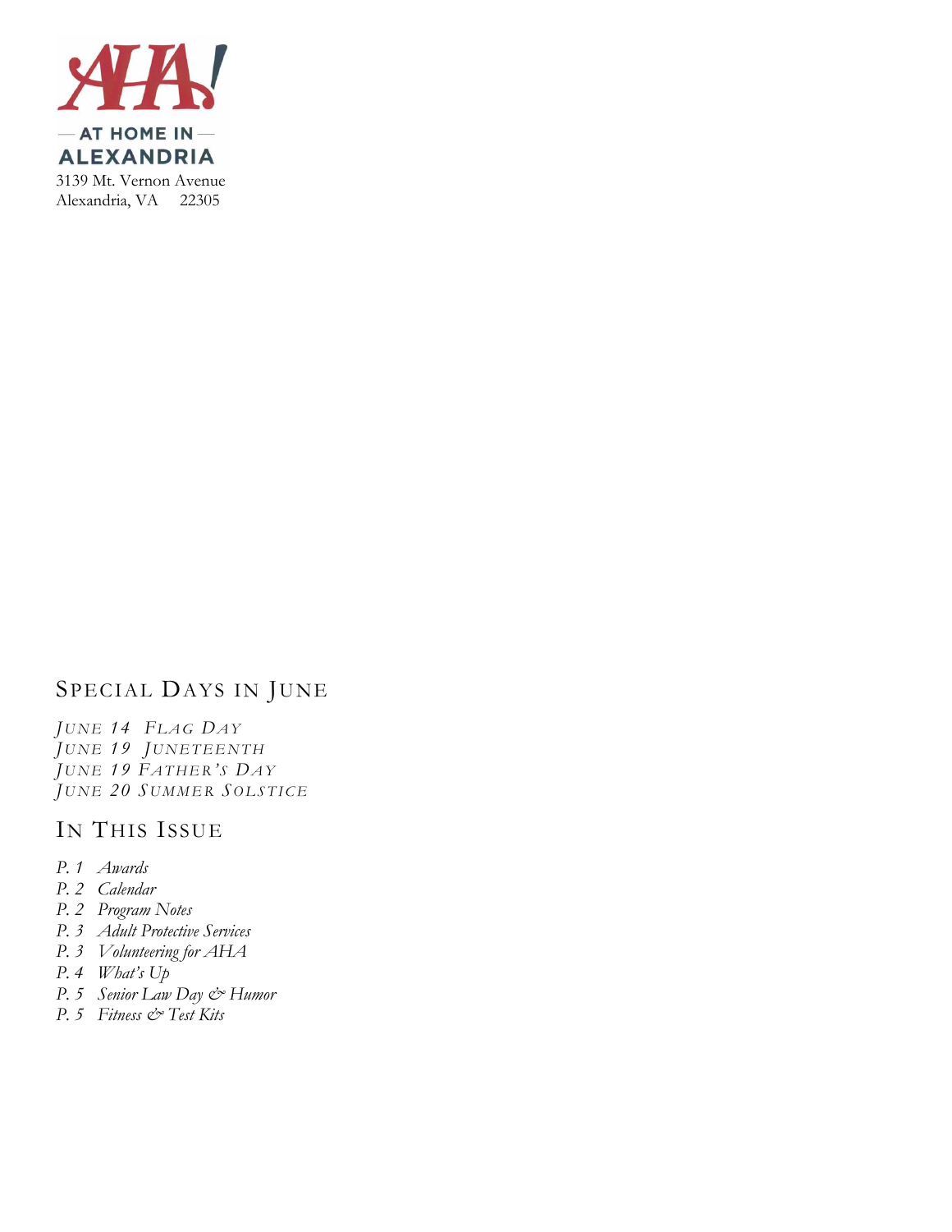AHA!

— AT HOME IN —

ALEXANDRIA

3139 Mt. Vernon Avenue
Alexandria, VA 22305

## Special Days in June

*June 14 Flag Day*
*June 19 Juneteenth*
*June 19 Father's Day*
*June 20 Summer Solstice*

## In This Issue

*P. 1 Awards*
*P. 2 Calendar*
*P. 2 Program Notes*
*P. 3 Adult Protective Services*
*P. 3 Volunteering for AHA*
*P. 4 What's Up*
*P. 5 Senior Law Day & Humor*
*P. 5 Fitness & Test Kits*